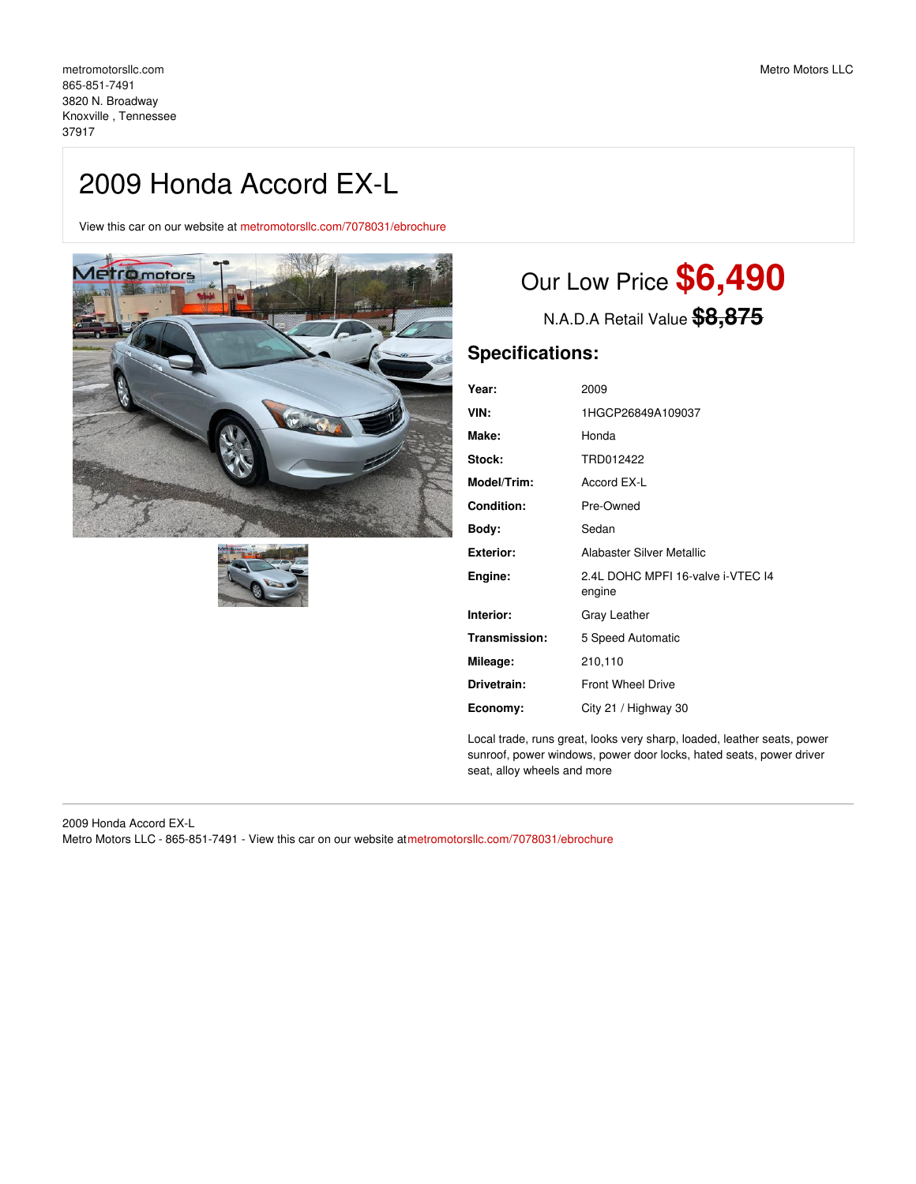metromotorsllc.com
865-851-7491
3820 N. Broadway
Knoxville , Tennessee
37917

Metro Motors LLC

# 2009 Honda Accord EX-L

View this car on our website at metromotorsllc.com/7078031/ebrochure

## Our Low Price **$6,490**

N.A.D.A Retail Value ~~$8,875~~

## Specifications:

| | |
|---|---|
| **Year:** | 2009 |
| **VIN:** | 1HGCP26849A109037 |
| **Make:** | Honda |
| **Stock:** | TRD012422 |
| **Model/Trim:** | Accord EX-L |
| **Condition:** | Pre-Owned |
| **Body:** | Sedan |
| **Exterior:** | Alabaster Silver Metallic |
| **Engine:** | 2.4L DOHC MPFI 16-valve i-VTEC I4 engine |
| **Interior:** | Gray Leather |
| **Transmission:** | 5 Speed Automatic |
| **Mileage:** | 210,110 |
| **Drivetrain:** | Front Wheel Drive |
| **Economy:** | City 21 / Highway 30 |

Local trade, runs great, looks very sharp, loaded, leather seats, power sunroof, power windows, power door locks, hated seats, power driver seat, alloy wheels and more

2009 Honda Accord EX-L
Metro Motors LLC - 865-851-7491 - View this car on our website at metromotorsllc.com/7078031/ebrochure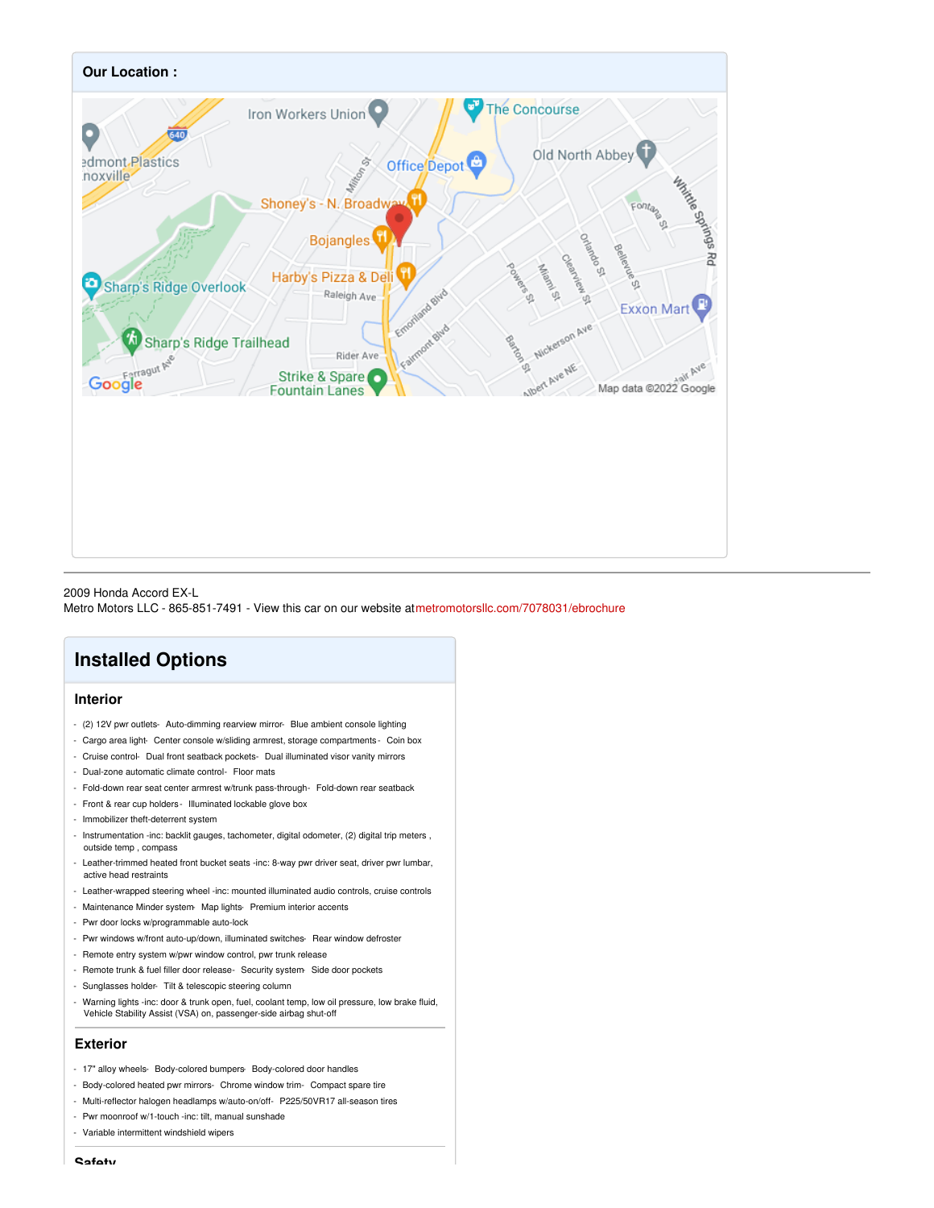## Our Location :

2009 Honda Accord EX-L
Metro Motors LLC - 865-851-7491 - View this car on our website at metromotorsllc.com/7078031/ebrochure

# Installed Options

## Interior

- (2) 12V pwr outlets- Auto-dimming rearview mirror- Blue ambient console lighting
- Cargo area light- Center console w/sliding armrest, storage compartments- Coin box
- Cruise control- Dual front seatback pockets- Dual illuminated visor vanity mirrors
- Dual-zone automatic climate control- Floor mats
- Fold-down rear seat center armrest w/trunk pass-through- Fold-down rear seatback
- Front & rear cup holders- Illuminated lockable glove box
- Immobilizer theft-deterrent system
- Instrumentation -inc: backlit gauges, tachometer, digital odometer, (2) digital trip meters , outside temp , compass
- Leather-trimmed heated front bucket seats -inc: 8-way pwr driver seat, driver pwr lumbar, active head restraints
- Leather-wrapped steering wheel -inc: mounted illuminated audio controls, cruise controls
- Maintenance Minder system- Map lights- Premium interior accents
- Pwr door locks w/programmable auto-lock
- Pwr windows w/front auto-up/down, illuminated switches- Rear window defroster
- Remote entry system w/pwr window control, pwr trunk release
- Remote trunk & fuel filler door release- Security system- Side door pockets
- Sunglasses holder- Tilt & telescopic steering column
- Warning lights -inc: door & trunk open, fuel, coolant temp, low oil pressure, low brake fluid, Vehicle Stability Assist (VSA) on, passenger-side airbag shut-off

## Exterior

- 17" alloy wheels- Body-colored bumpers- Body-colored door handles
- Body-colored heated pwr mirrors- Chrome window trim- Compact spare tire
- Multi-reflector halogen headlamps w/auto-on/off- P225/50VR17 all-season tires
- Pwr moonroof w/1-touch -inc: tilt, manual sunshade
- Variable intermittent windshield wipers

## Safety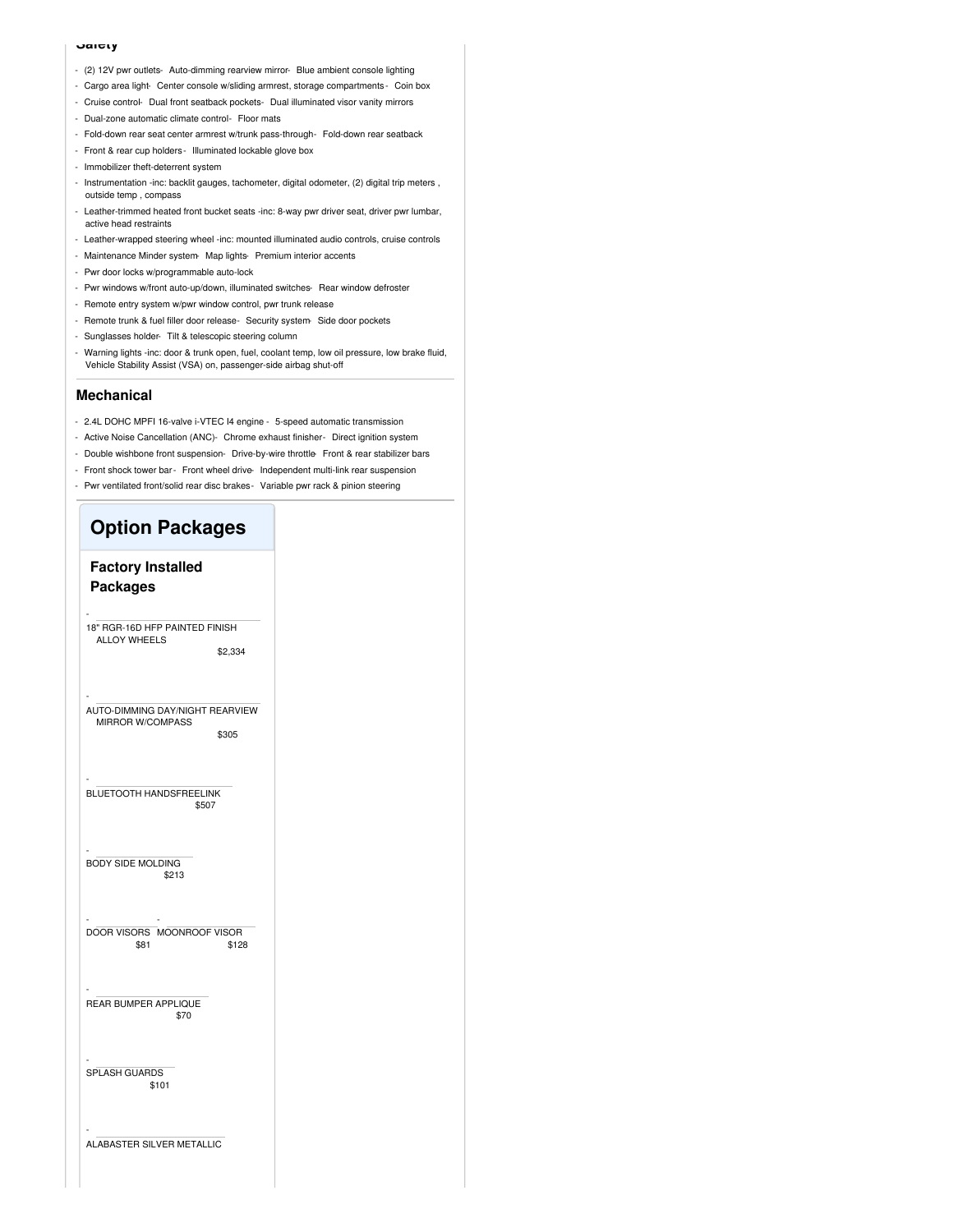## Safety

- (2) 12V pwr outlets- Auto-dimming rearview mirror- Blue ambient console lighting
- Cargo area light- Center console w/sliding armrest, storage compartments - Coin box
- Cruise control- Dual front seatback pockets- Dual illuminated visor vanity mirrors
- Dual-zone automatic climate control- Floor mats
- Fold-down rear seat center armrest w/trunk pass-through- Fold-down rear seatback
- Front & rear cup holders - Illuminated lockable glove box
- Immobilizer theft-deterrent system
- Instrumentation -inc: backlit gauges, tachometer, digital odometer, (2) digital trip meters , outside temp , compass
- Leather-trimmed heated front bucket seats -inc: 8-way pwr driver seat, driver pwr lumbar, active head restraints
- Leather-wrapped steering wheel -inc: mounted illuminated audio controls, cruise controls
- Maintenance Minder system- Map lights- Premium interior accents
- Pwr door locks w/programmable auto-lock
- Pwr windows w/front auto-up/down, illuminated switches- Rear window defroster
- Remote entry system w/pwr window control, pwr trunk release
- Remote trunk & fuel filler door release- Security system- Side door pockets
- Sunglasses holder- Tilt & telescopic steering column
- Warning lights -inc: door & trunk open, fuel, coolant temp, low oil pressure, low brake fluid, Vehicle Stability Assist (VSA) on, passenger-side airbag shut-off

## Mechanical

- 2.4L DOHC MPFI 16-valve i-VTEC I4 engine - 5-speed automatic transmission
- Active Noise Cancellation (ANC)- Chrome exhaust finisher- Direct ignition system
- Double wishbone front suspension- Drive-by-wire throttle- Front & rear stabilizer bars
- Front shock tower bar - Front wheel drive- Independent multi-link rear suspension
- Pwr ventilated front/solid rear disc brakes- Variable pwr rack & pinion steering

# Option Packages

## Factory Installed Packages

- 18" RGR-16D HFP PAINTED FINISH ALLOY WHEELS
  $2,334

- AUTO-DIMMING DAY/NIGHT REARVIEW MIRROR W/COMPASS
  $305

- BLUETOOTH HANDSFREELINK
  $507

- BODY SIDE MOLDING
  $213

- DOOR VISORS
  $81

- MOONROOF VISOR
  $128

- REAR BUMPER APPLIQUE
  $70

- SPLASH GUARDS
  $101

- ALABASTER SILVER METALLIC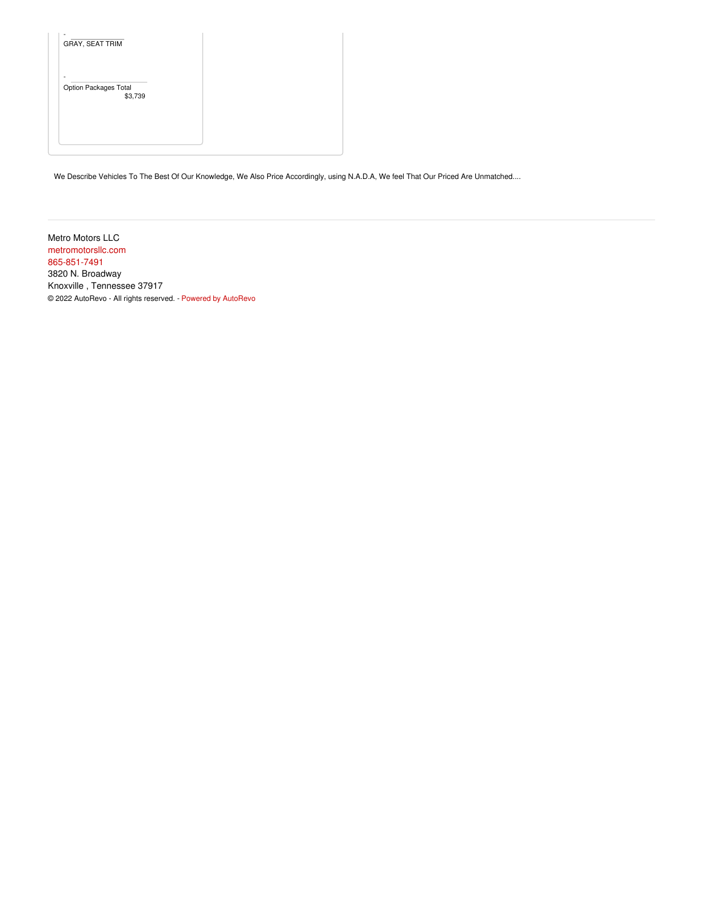-

GRAY, SEAT TRIM

-

Option Packages Total

$3,739

We Describe Vehicles To The Best Of Our Knowledge, We Also Price Accordingly, using N.A.D.A, We feel That Our Priced Are Unmatched....

---

Metro Motors LLC
metromotorsllc.com
865-851-7491
3820 N. Broadway
Knoxville , Tennessee 37917

© 2022 AutoRevo - All rights reserved. - Powered by AutoRevo